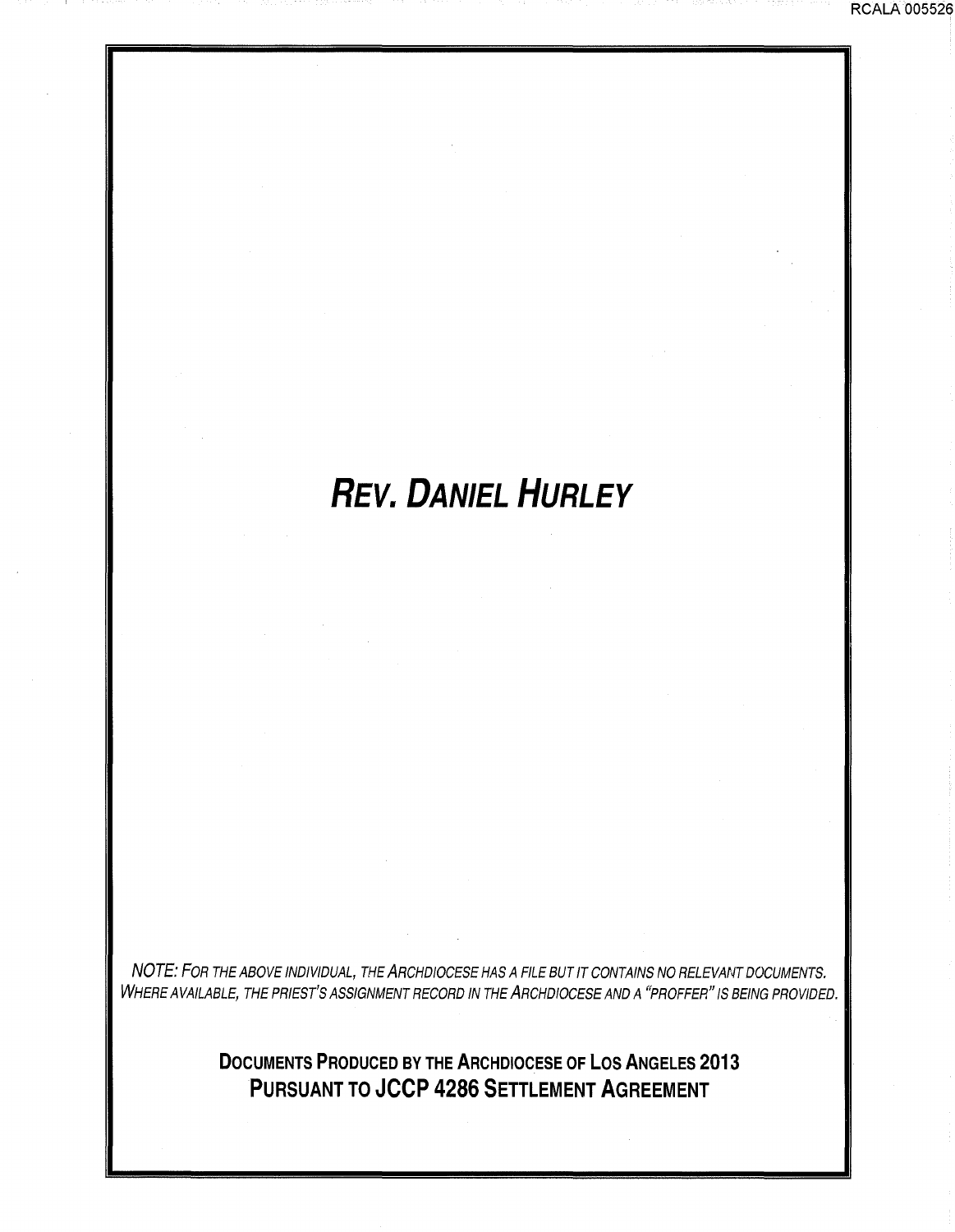# *Rev. Daniel Hurley*

*NOTE: For the above individual, the Archdiocese has a file but it contains no relevant documents. Where available, the priest's assignment record in the Archdiocese and a "proffer" is being provided.*

**Documents Produced by the Archdiocese of Los Angeles 2013**
**Pursuant to JCCP 4286 Settlement Agreement**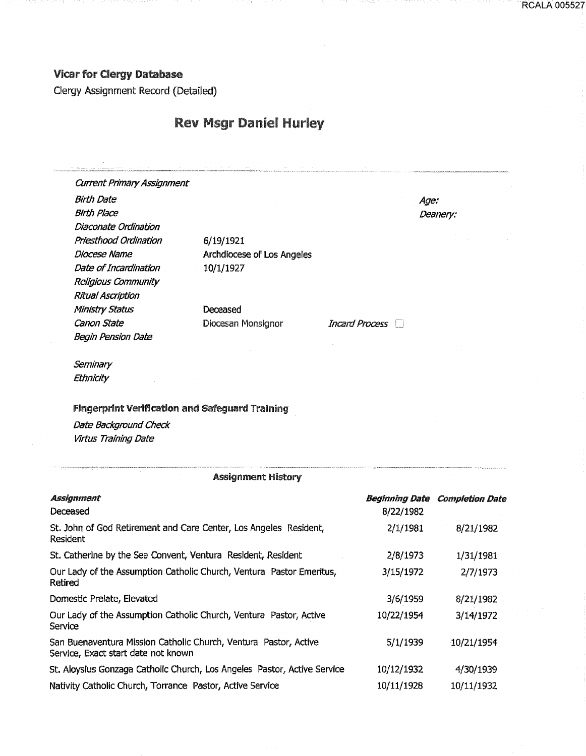**Vicar for Clergy Database**

Clergy Assignment Record (Detailed)

## Rev Msgr Daniel Hurley

| | | | |
|---|---|---|---|
| *Current Primary Assignment* | | | |
| *Birth Date* | | | *Age:* |
| *Birth Place* | | | *Deanery:* |
| *Diaconate Ordination* | | | |
| *Priesthood Ordination* | 6/19/1921 | | |
| *Diocese Name* | Archdiocese of Los Angeles | | |
| *Date of Incardination* | 10/1/1927 | | |
| *Religious Community* | | | |
| *Ritual Ascription* | | | |
| *Ministry Status* | Deceased | | |
| *Canon State* | Diocesan Monsignor | *Incard Process* ☐ | |
| *Begin Pension Date* | | | |

*Seminary*

*Ethnicity*

**Fingerprint Verification and Safeguard Training**

*Date Background Check*

*Virtus Training Date*

**Assignment History**

| ***Assignment*** | ***Beginning Date*** | ***Completion Date*** |
|---|---|---|
| Deceased | 8/22/1982 | |
| St. John of God Retirement and Care Center, Los Angeles Resident, Resident | 2/1/1981 | 8/21/1982 |
| St. Catherine by the Sea Convent, Ventura Resident, Resident | 2/8/1973 | 1/31/1981 |
| Our Lady of the Assumption Catholic Church, Ventura Pastor Emeritus, Retired | 3/15/1972 | 2/7/1973 |
| Domestic Prelate, Elevated | 3/6/1959 | 8/21/1982 |
| Our Lady of the Assumption Catholic Church, Ventura Pastor, Active Service | 10/22/1954 | 3/14/1972 |
| San Buenaventura Mission Catholic Church, Ventura Pastor, Active Service, Exact start date not known | 5/1/1939 | 10/21/1954 |
| St. Aloysius Gonzaga Catholic Church, Los Angeles Pastor, Active Service | 10/12/1932 | 4/30/1939 |
| Nativity Catholic Church, Torrance Pastor, Active Service | 10/11/1928 | 10/11/1932 |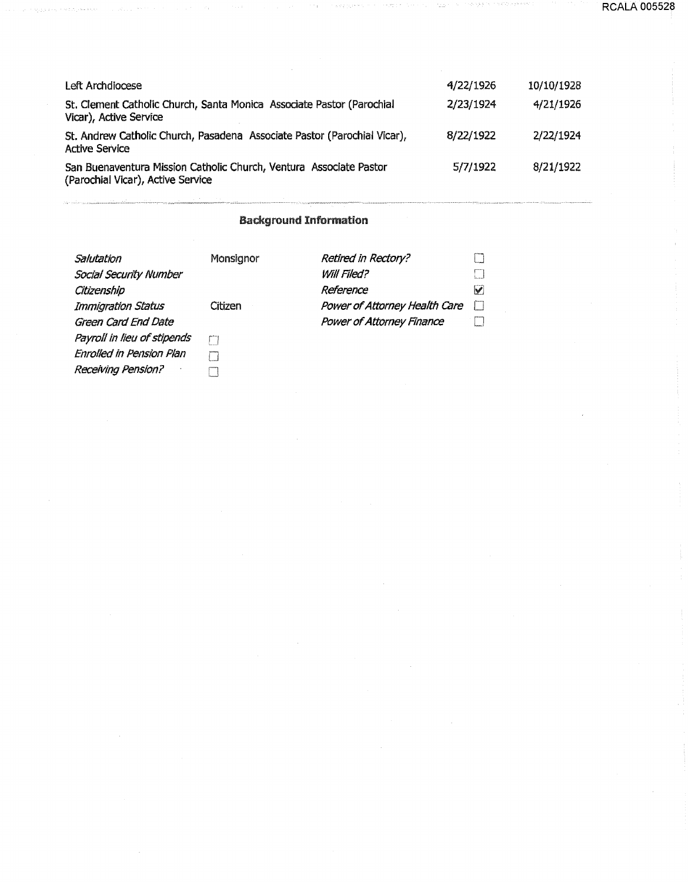| | | |
|---|---|---|
| Left Archdiocese | 4/22/1926 | 10/10/1928 |
| St. Clement Catholic Church, Santa Monica Associate Pastor (Parochial Vicar), Active Service | 2/23/1924 | 4/21/1926 |
| St. Andrew Catholic Church, Pasadena Associate Pastor (Parochial Vicar), Active Service | 8/22/1922 | 2/22/1924 |
| San Buenaventura Mission Catholic Church, Ventura Associate Pastor (Parochial Vicar), Active Service | 5/7/1922 | 8/21/1922 |

## Background Information

| | | | |
|---|---|---|---|
| *Salutation* | Monsignor | *Retired in Rectory?* | ☐ |
| *Social Security Number* | | *Will Filed?* | ☐ |
| *Citizenship* | | *Reference* | ☑ |
| *Immigration Status* | Citizen | *Power of Attorney Health Care* | ☐ |
| *Green Card End Date* | | *Power of Attorney Finance* | ☐ |
| *Payroll in lieu of stipends* | ☐ | | |
| *Enrolled in Pension Plan* | ☐ | | |
| *Receiving Pension?* | ☐ | | |